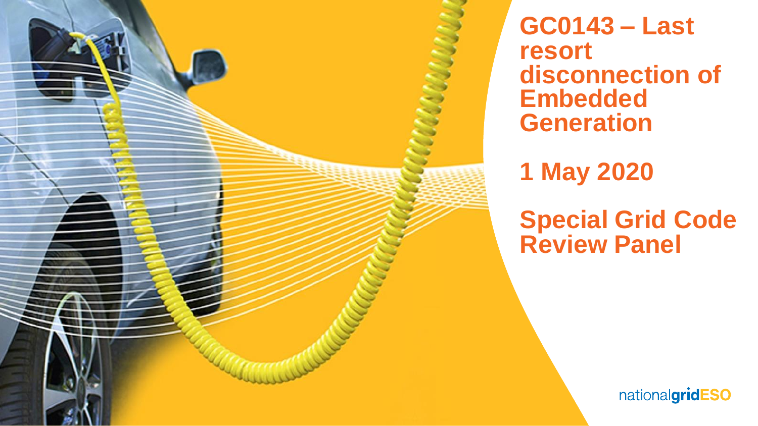# GC0143 – Last resort disconnection of Embedded Generation

## 1 May 2020

## Special Grid Code Review Panel

nationalgridESO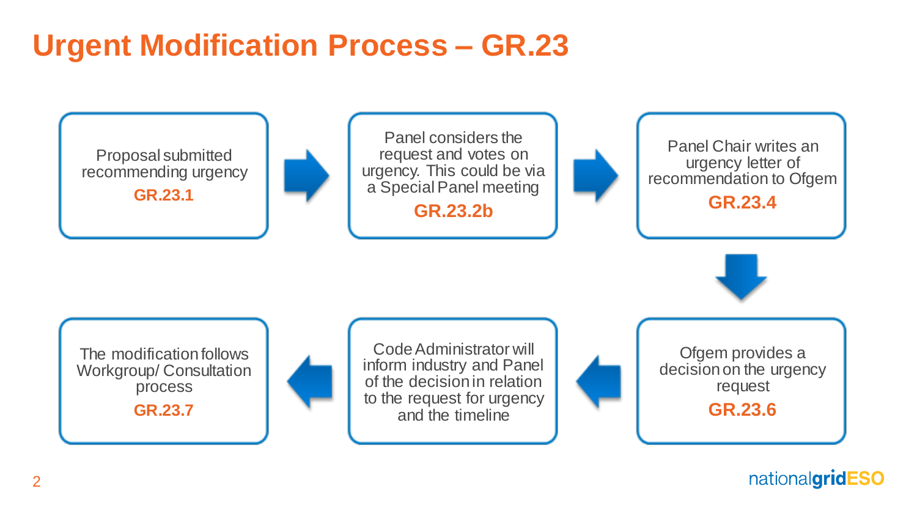# Urgent Modification Process – GR.23

1. Proposal submitted recommending urgency
   **GR.23.1**
2. Panel considers the request and votes on urgency. This could be via a Special Panel meeting
   **GR.23.2b**
3. Panel Chair writes an urgency letter of recommendation to Ofgem
   **GR.23.4**
4. Ofgem provides a decision on the urgency request
   **GR.23.6**
5. Code Administrator will inform industry and Panel of the decision in relation to the request for urgency and the timeline
6. The modification follows Workgroup/ Consultation process
   **GR.23.7**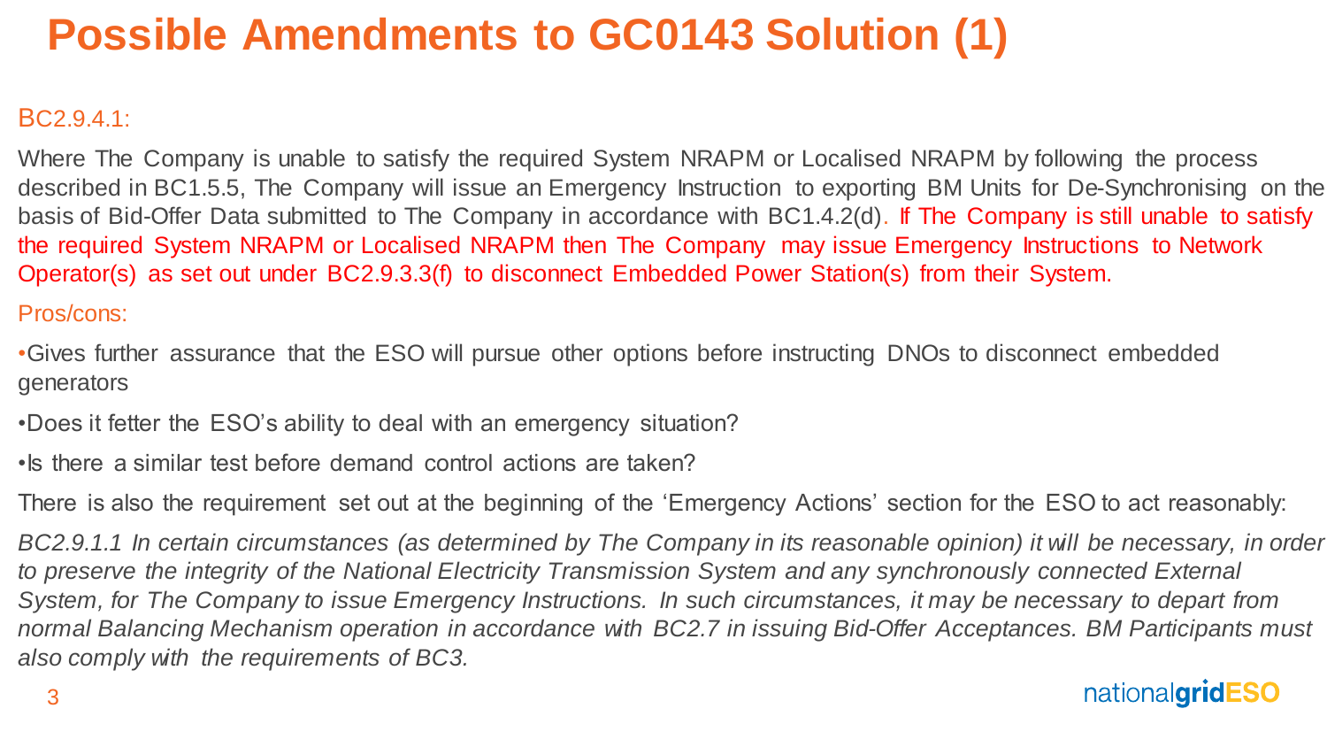# Possible Amendments to GC0143 Solution (1)

BC2.9.4.1:

Where The Company is unable to satisfy the required System NRAPM or Localised NRAPM by following the process described in BC1.5.5, The Company will issue an Emergency Instruction to exporting BM Units for De-Synchronising on the basis of Bid-Offer Data submitted to The Company in accordance with BC1.4.2(d). If The Company is still unable to satisfy the required System NRAPM or Localised NRAPM then The Company may issue Emergency Instructions to Network Operator(s) as set out under BC2.9.3.3(f) to disconnect Embedded Power Station(s) from their System.

Pros/cons:

- Gives further assurance that the ESO will pursue other options before instructing DNOs to disconnect embedded generators
- Does it fetter the ESO's ability to deal with an emergency situation?
- Is there a similar test before demand control actions are taken?

There is also the requirement set out at the beginning of the 'Emergency Actions' section for the ESO to act reasonably:

*BC2.9.1.1 In certain circumstances (as determined by The Company in its reasonable opinion) it will be necessary, in order to preserve the integrity of the National Electricity Transmission System and any synchronously connected External System, for The Company to issue Emergency Instructions. In such circumstances, it may be necessary to depart from normal Balancing Mechanism operation in accordance with BC2.7 in issuing Bid-Offer Acceptances. BM Participants must also comply with the requirements of BC3.*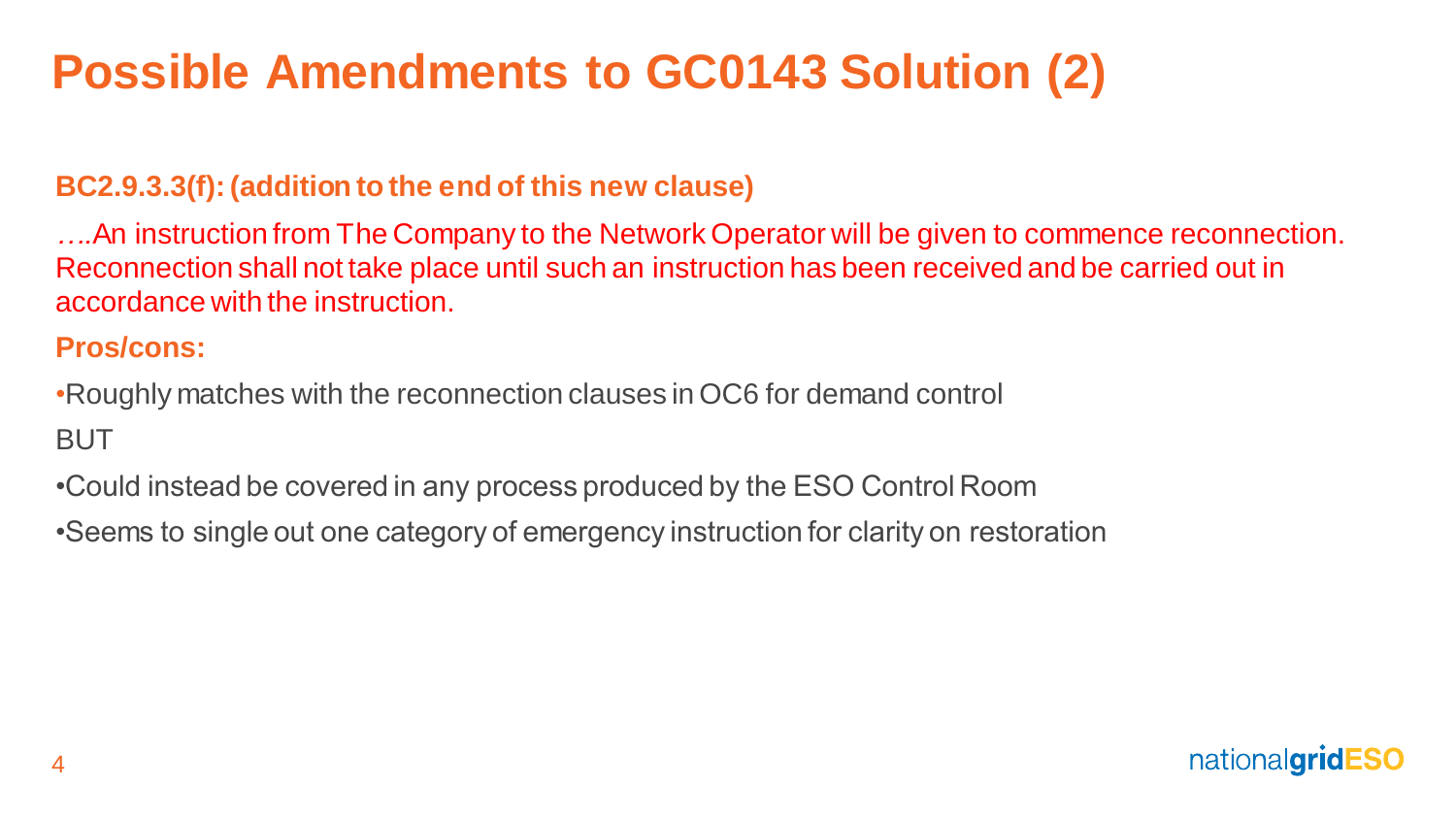# Possible Amendments to GC0143 Solution (2)

**BC2.9.3.3(f): (addition to the end of this new clause)**

….An instruction from The Company to the Network Operator will be given to commence reconnection. Reconnection shall not take place until such an instruction has been received and be carried out in accordance with the instruction.

**Pros/cons:**

- Roughly matches with the reconnection clauses in OC6 for demand control

BUT

- Could instead be covered in any process produced by the ESO Control Room
- Seems to single out one category of emergency instruction for clarity on restoration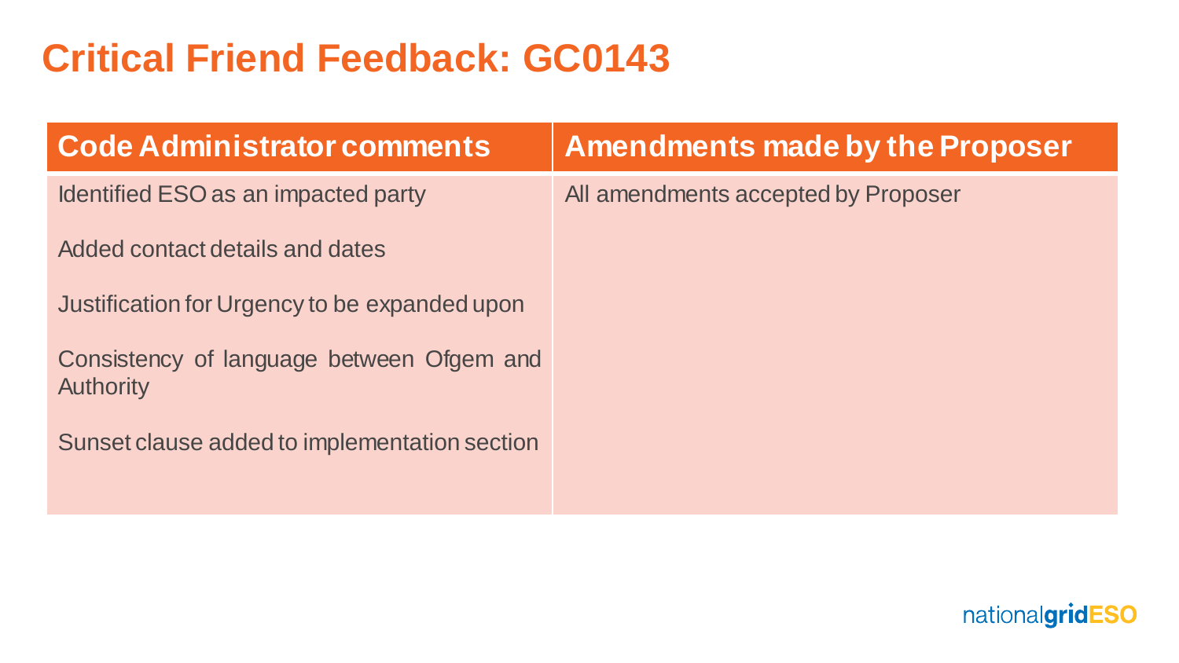# Critical Friend Feedback: GC0143

| Code Administrator comments | Amendments made by the Proposer |
| --- | --- |
| Identified ESO as an impacted party<br><br>Added contact details and dates<br><br>Justification for Urgency to be expanded upon<br><br>Consistency of language between Ofgem and Authority<br><br>Sunset clause added to implementation section | All amendments accepted by Proposer |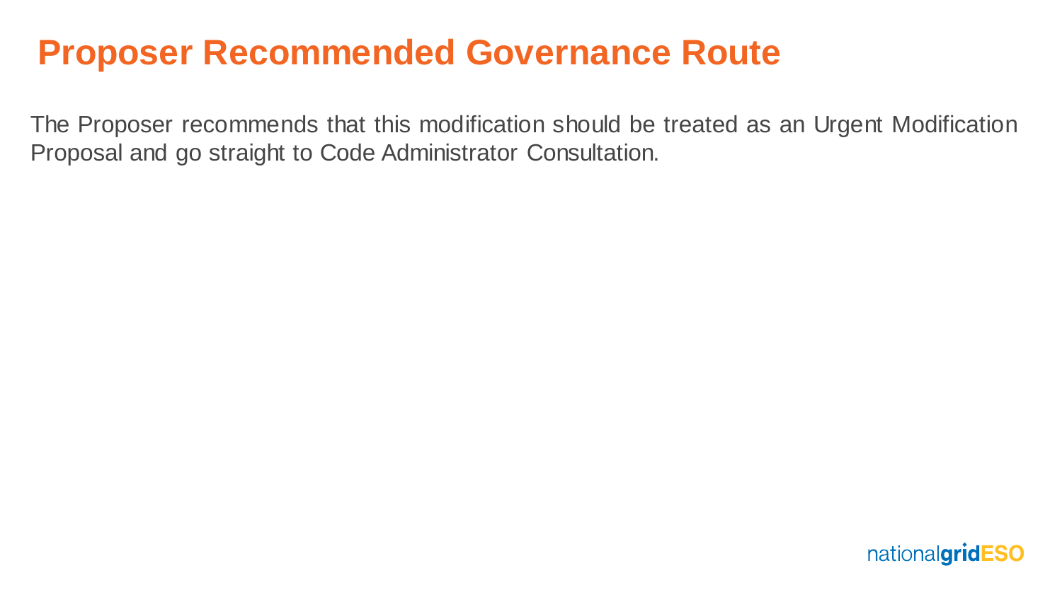# Proposer Recommended Governance Route

The Proposer recommends that this modification should be treated as an Urgent Modification Proposal and go straight to Code Administrator Consultation.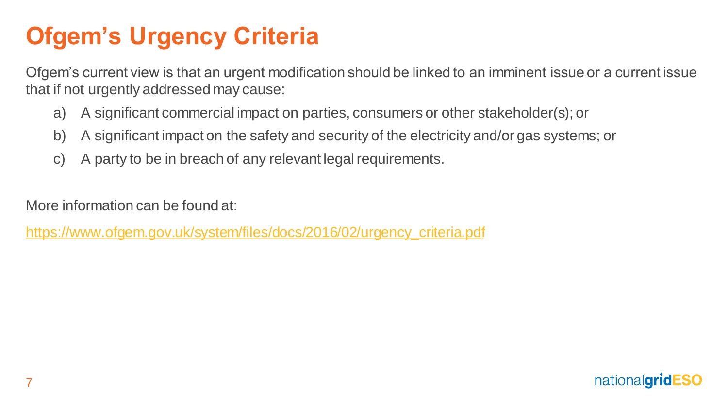# Ofgem's Urgency Criteria

Ofgem's current view is that an urgent modification should be linked to an imminent issue or a current issue that if not urgently addressed may cause:

a) A significant commercial impact on parties, consumers or other stakeholder(s); or
b) A significant impact on the safety and security of the electricity and/or gas systems; or
c) A party to be in breach of any relevant legal requirements.

More information can be found at:

https://www.ofgem.gov.uk/system/files/docs/2016/02/urgency_criteria.pdf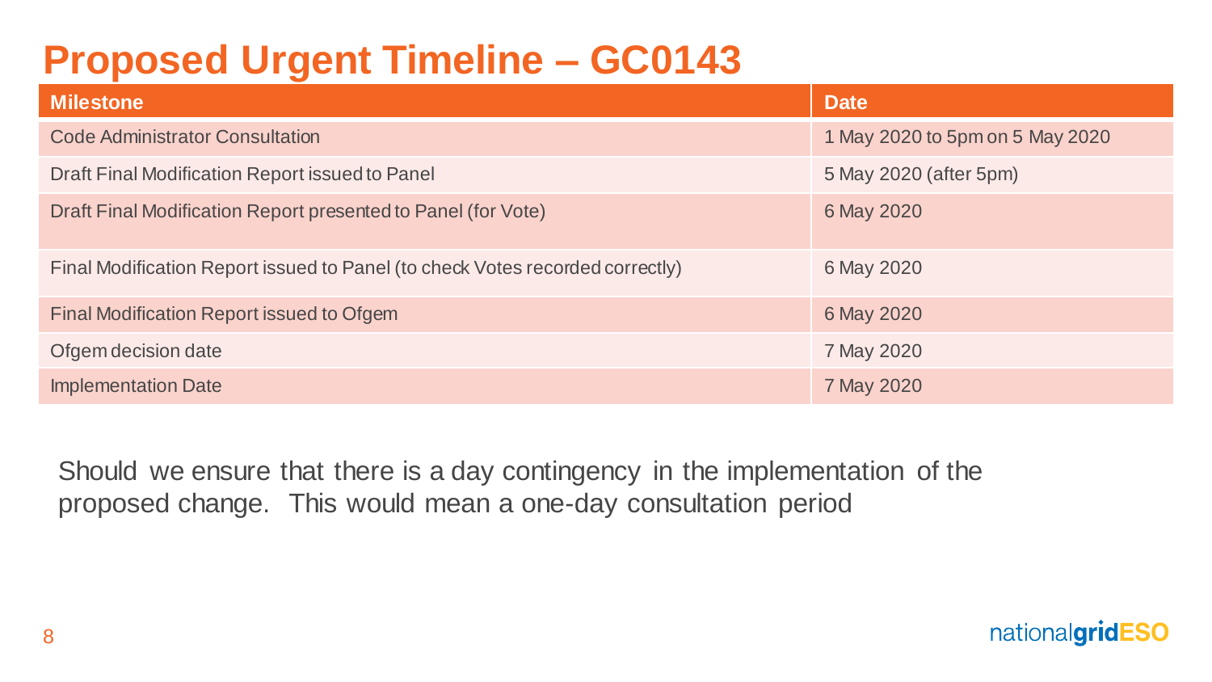# Proposed Urgent Timeline – GC0143

| Milestone | Date |
| --- | --- |
| Code Administrator Consultation | 1 May 2020 to 5pm on 5 May 2020 |
| Draft Final Modification Report issued to Panel | 5 May 2020 (after 5pm) |
| Draft Final Modification Report presented to Panel (for Vote) | 6 May 2020 |
| Final Modification Report issued to Panel (to check Votes recorded correctly) | 6 May 2020 |
| Final Modification Report issued to Ofgem | 6 May 2020 |
| Ofgem decision date | 7 May 2020 |
| Implementation Date | 7 May 2020 |

Should we ensure that there is a day contingency in the implementation of the proposed change. This would mean a one-day consultation period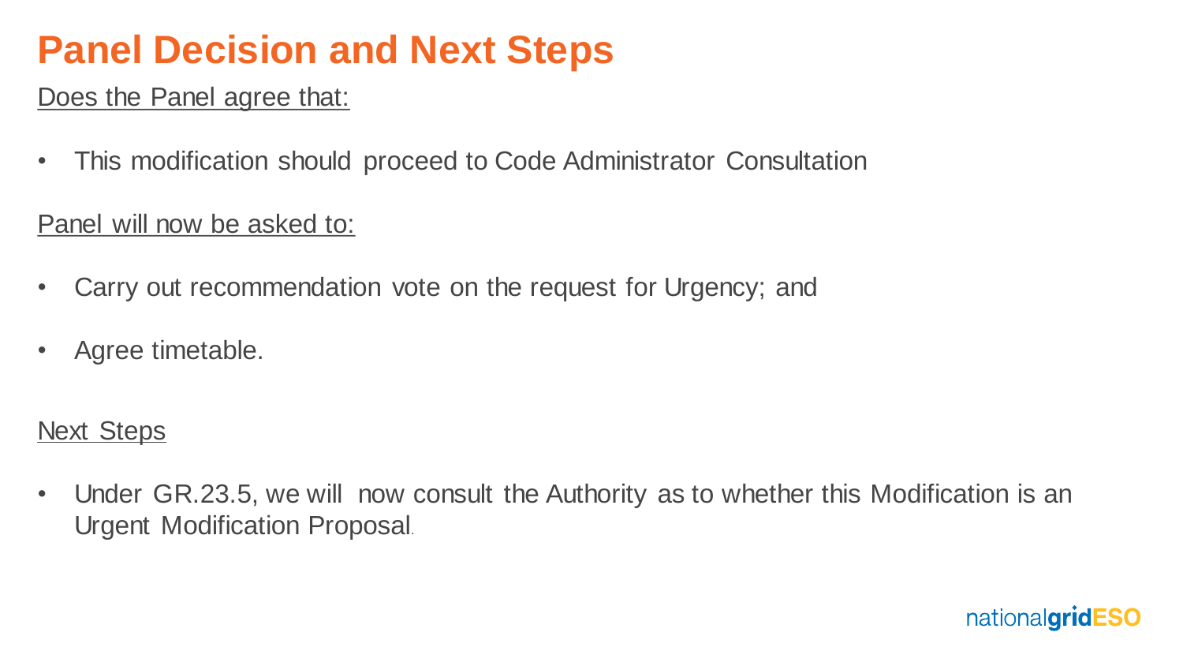# Panel Decision and Next Steps

Does the Panel agree that:

- This modification should proceed to Code Administrator Consultation

Panel will now be asked to:

- Carry out recommendation vote on the request for Urgency; and
- Agree timetable.

Next Steps

- Under GR.23.5, we will now consult the Authority as to whether this Modification is an Urgent Modification Proposal.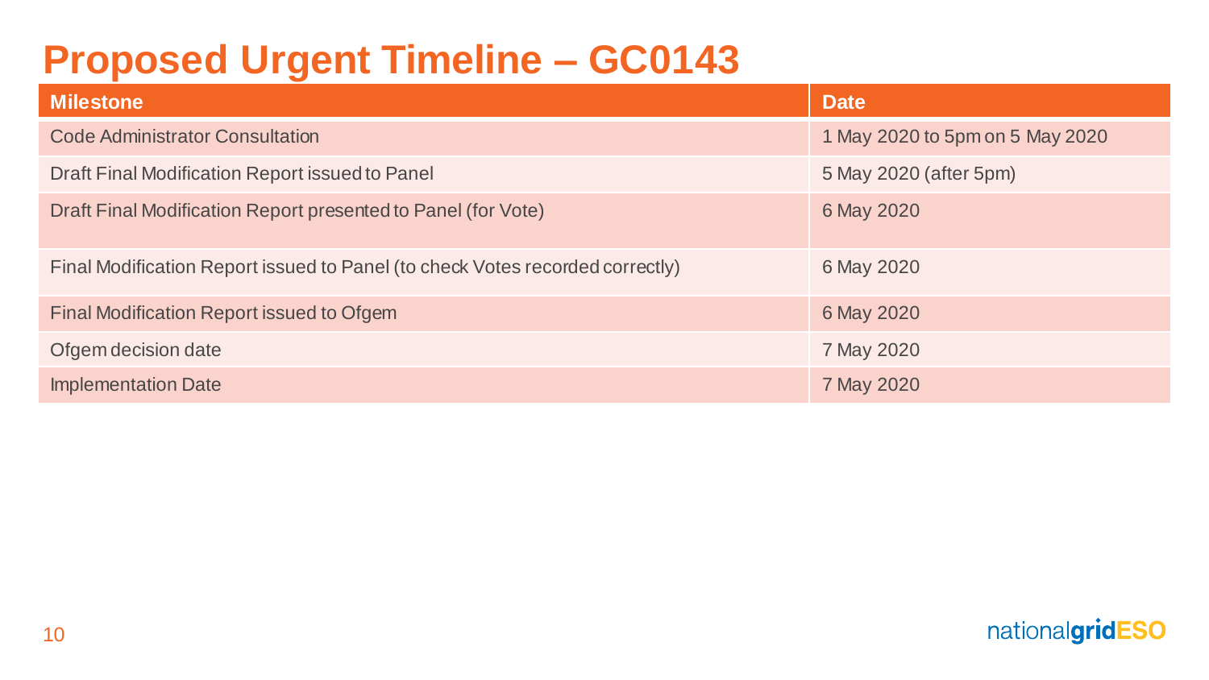# Proposed Urgent Timeline – GC0143

| Milestone | Date |
| --- | --- |
| Code Administrator Consultation | 1 May 2020 to 5pm on 5 May 2020 |
| Draft Final Modification Report issued to Panel | 5 May 2020 (after 5pm) |
| Draft Final Modification Report presented to Panel (for Vote) | 6 May 2020 |
| Final Modification Report issued to Panel (to check Votes recorded correctly) | 6 May 2020 |
| Final Modification Report issued to Ofgem | 6 May 2020 |
| Ofgem decision date | 7 May 2020 |
| Implementation Date | 7 May 2020 |